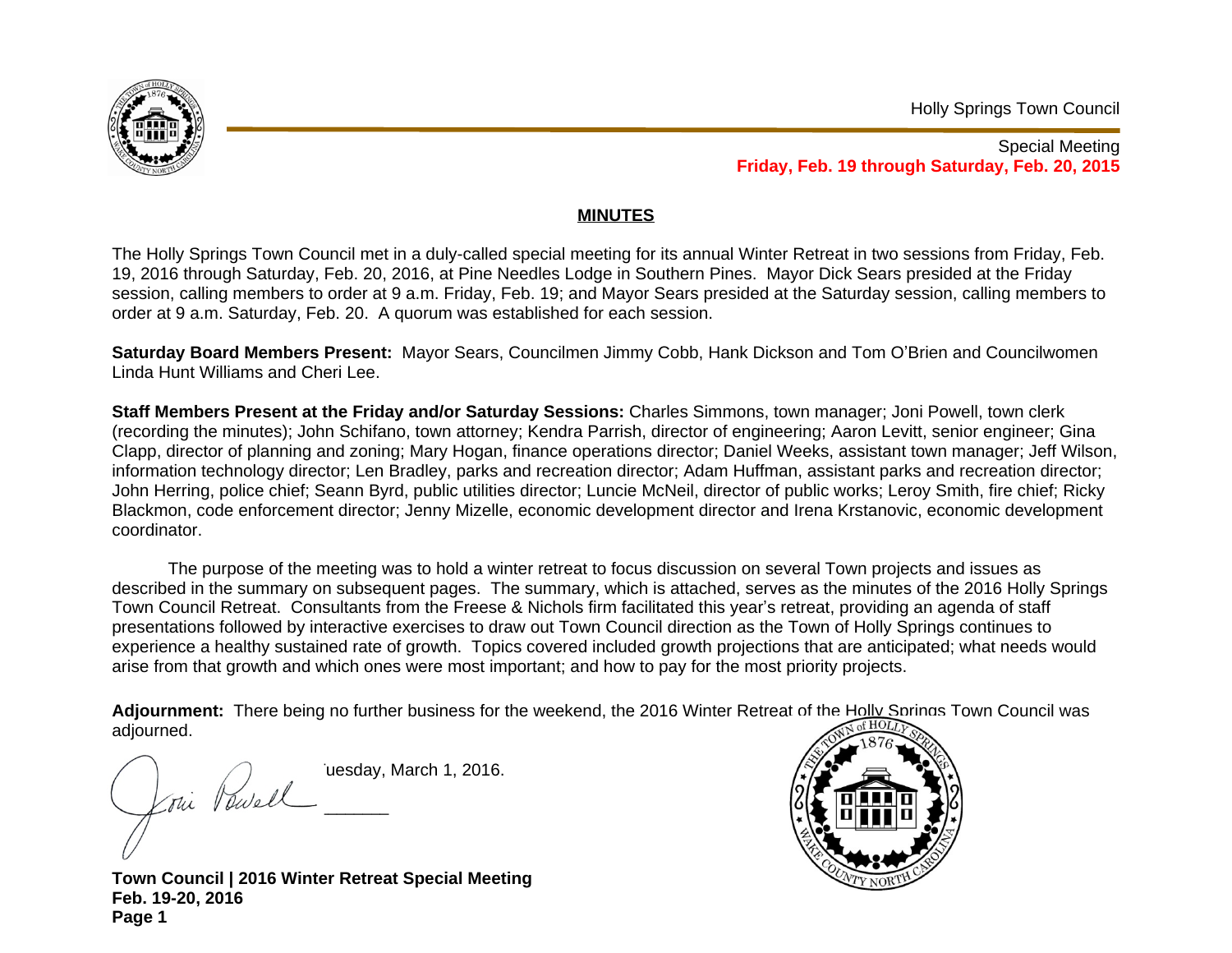Holly Springs Town Council

Special Meeting
**Friday, Feb. 19 through Saturday, Feb. 20, 2015**

## MINUTES

The Holly Springs Town Council met in a duly-called special meeting for its annual Winter Retreat in two sessions from Friday, Feb. 19, 2016 through Saturday, Feb. 20, 2016, at Pine Needles Lodge in Southern Pines. Mayor Dick Sears presided at the Friday session, calling members to order at 9 a.m. Friday, Feb. 19; and Mayor Sears presided at the Saturday session, calling members to order at 9 a.m. Saturday, Feb. 20. A quorum was established for each session.

**Saturday Board Members Present:** Mayor Sears, Councilmen Jimmy Cobb, Hank Dickson and Tom O'Brien and Councilwomen Linda Hunt Williams and Cheri Lee.

**Staff Members Present at the Friday and/or Saturday Sessions:** Charles Simmons, town manager; Joni Powell, town clerk (recording the minutes); John Schifano, town attorney; Kendra Parrish, director of engineering; Aaron Levitt, senior engineer; Gina Clapp, director of planning and zoning; Mary Hogan, finance operations director; Daniel Weeks, assistant town manager; Jeff Wilson, information technology director; Len Bradley, parks and recreation director; Adam Huffman, assistant parks and recreation director; John Herring, police chief; Seann Byrd, public utilities director; Luncie McNeil, director of public works; Leroy Smith, fire chief; Ricky Blackmon, code enforcement director; Jenny Mizelle, economic development director and Irena Krstanovic, economic development coordinator.

The purpose of the meeting was to hold a winter retreat to focus discussion on several Town projects and issues as described in the summary on subsequent pages. The summary, which is attached, serves as the minutes of the 2016 Holly Springs Town Council Retreat. Consultants from the Freese & Nichols firm facilitated this year's retreat, providing an agenda of staff presentations followed by interactive exercises to draw out Town Council direction as the Town of Holly Springs continues to experience a healthy sustained rate of growth. Topics covered included growth projections that are anticipated; what needs would arise from that growth and which ones were most important; and how to pay for the most priority projects.

**Adjournment:** There being no further business for the weekend, the 2016 Winter Retreat of the Holly Springs Town Council was adjourned.

uesday, March 1, 2016.

Joni Powell ______

**Town Council | 2016 Winter Retreat Special Meeting**
**Feb. 19-20, 2016**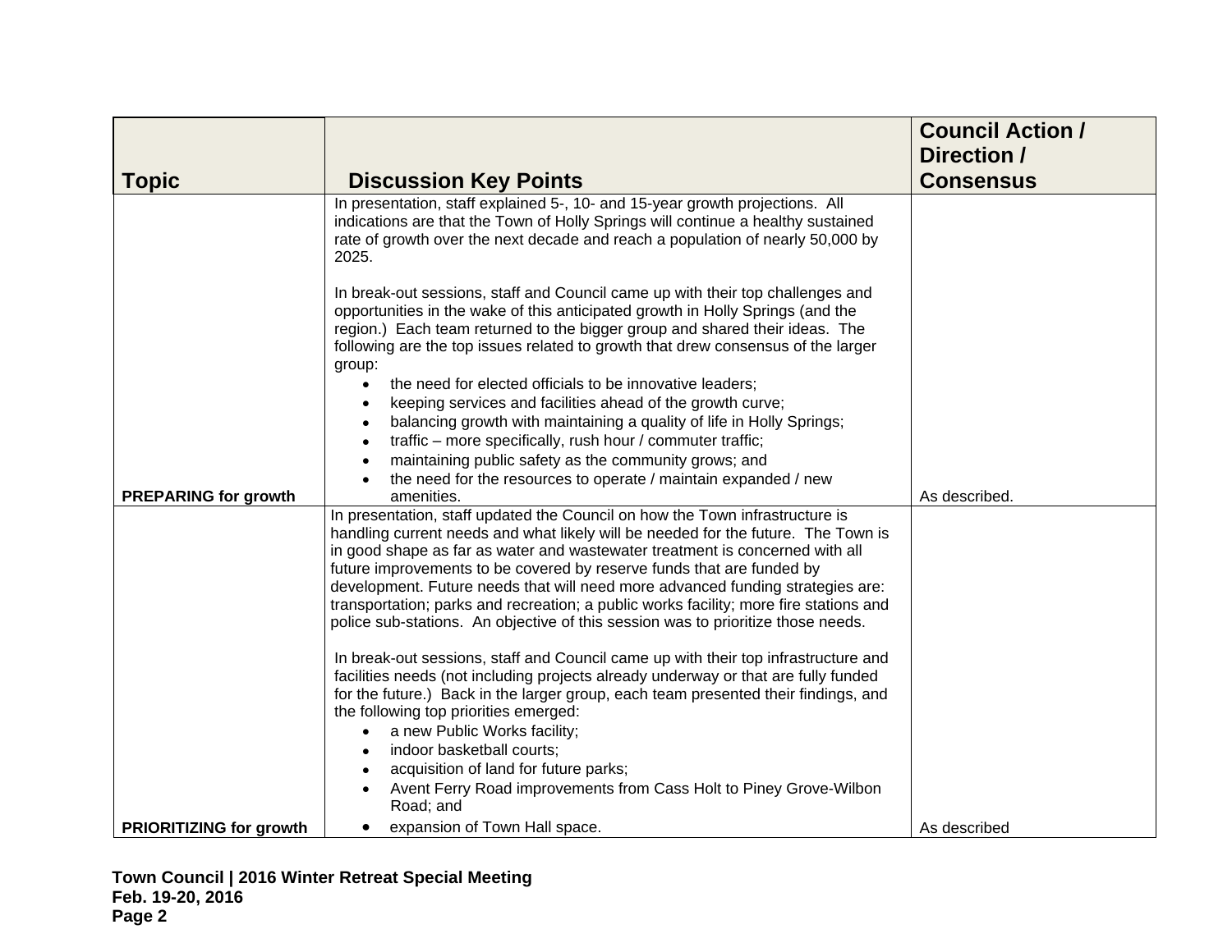| Topic | Discussion Key Points | Council Action / Direction / Consensus |
|---|---|---|
| PREPARING for growth | In presentation, staff explained 5-, 10- and 15-year growth projections. All indications are that the Town of Holly Springs will continue a healthy sustained rate of growth over the next decade and reach a population of nearly 50,000 by 2025.<br><br>In break-out sessions, staff and Council came up with their top challenges and opportunities in the wake of this anticipated growth in Holly Springs (and the region.) Each team returned to the bigger group and shared their ideas. The following are the top issues related to growth that drew consensus of the larger group:<br>• the need for elected officials to be innovative leaders;<br>• keeping services and facilities ahead of the growth curve;<br>• balancing growth with maintaining a quality of life in Holly Springs;<br>• traffic – more specifically, rush hour / commuter traffic;<br>• maintaining public safety as the community grows; and<br>• the need for the resources to operate / maintain expanded / new amenities. | As described. |
| PRIORITIZING for growth | In presentation, staff updated the Council on how the Town infrastructure is handling current needs and what likely will be needed for the future. The Town is in good shape as far as water and wastewater treatment is concerned with all future improvements to be covered by reserve funds that are funded by development. Future needs that will need more advanced funding strategies are: transportation; parks and recreation; a public works facility; more fire stations and police sub-stations. An objective of this session was to prioritize those needs.<br><br>In break-out sessions, staff and Council came up with their top infrastructure and facilities needs (not including projects already underway or that are fully funded for the future.) Back in the larger group, each team presented their findings, and the following top priorities emerged:<br>• a new Public Works facility;<br>• indoor basketball courts;<br>• acquisition of land for future parks;<br>• Avent Ferry Road improvements from Cass Holt to Piney Grove-Wilbon Road; and<br>• expansion of Town Hall space. | As described |

**Town Council | 2016 Winter Retreat Special Meeting**
**Feb. 19-20, 2016**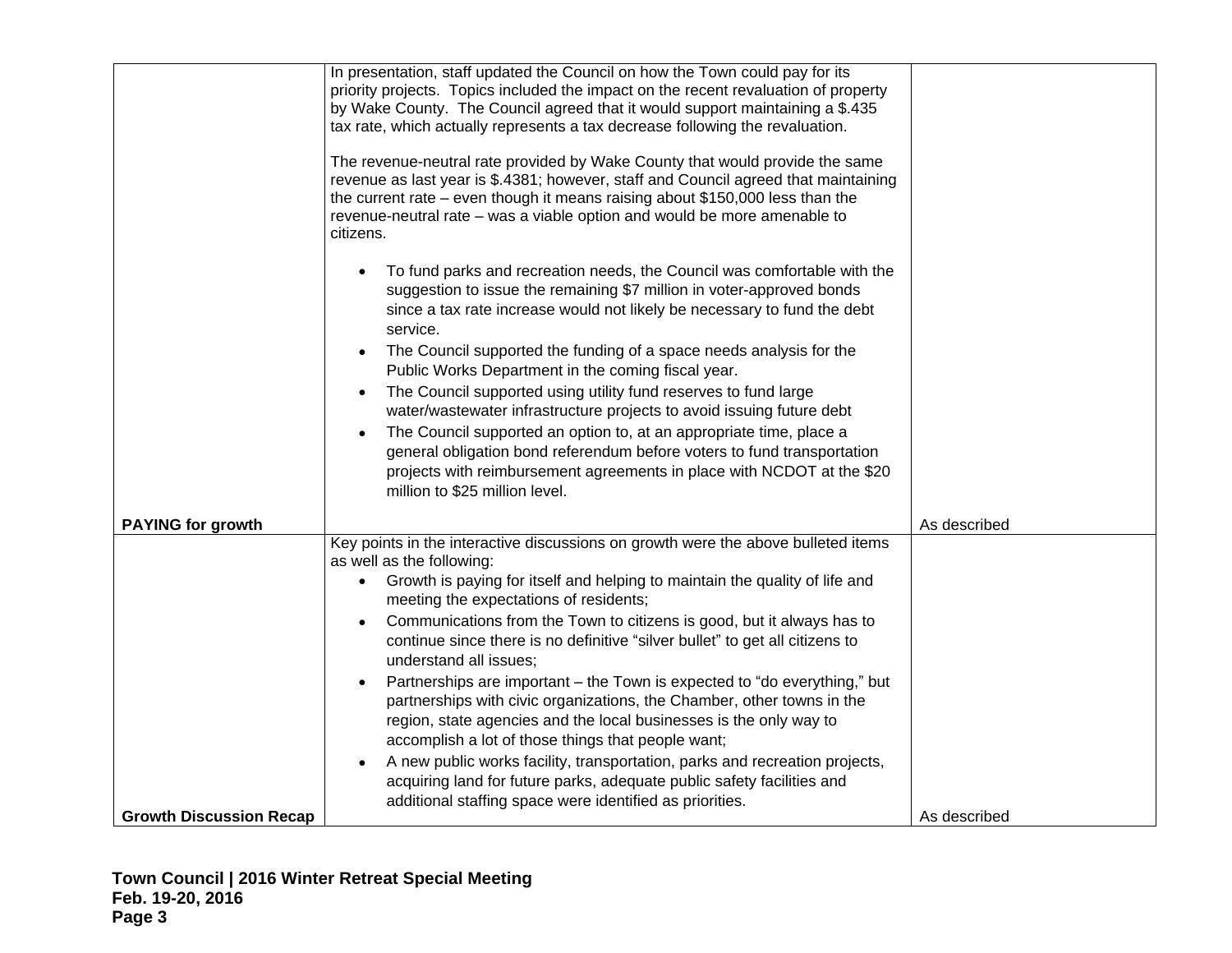| | | |
|---|---|---|
| **PAYING for growth** | In presentation, staff updated the Council on how the Town could pay for its priority projects. Topics included the impact on the recent revaluation of property by Wake County. The Council agreed that it would support maintaining a $.435 tax rate, which actually represents a tax decrease following the revaluation.<br><br>The revenue-neutral rate provided by Wake County that would provide the same revenue as last year is $.4381; however, staff and Council agreed that maintaining the current rate – even though it means raising about $150,000 less than the revenue-neutral rate – was a viable option and would be more amenable to citizens.<br><br>• To fund parks and recreation needs, the Council was comfortable with the suggestion to issue the remaining $7 million in voter-approved bonds since a tax rate increase would not likely be necessary to fund the debt service.<br>• The Council supported the funding of a space needs analysis for the Public Works Department in the coming fiscal year.<br>• The Council supported using utility fund reserves to fund large water/wastewater infrastructure projects to avoid issuing future debt<br>• The Council supported an option to, at an appropriate time, place a general obligation bond referendum before voters to fund transportation projects with reimbursement agreements in place with NCDOT at the $20 million to $25 million level. | As described |
| **Growth Discussion Recap** | Key points in the interactive discussions on growth were the above bulleted items as well as the following:<br>• Growth is paying for itself and helping to maintain the quality of life and meeting the expectations of residents;<br>• Communications from the Town to citizens is good, but it always has to continue since there is no definitive "silver bullet" to get all citizens to understand all issues;<br>• Partnerships are important – the Town is expected to "do everything," but partnerships with civic organizations, the Chamber, other towns in the region, state agencies and the local businesses is the only way to accomplish a lot of those things that people want;<br>• A new public works facility, transportation, parks and recreation projects, acquiring land for future parks, adequate public safety facilities and additional staffing space were identified as priorities. | As described |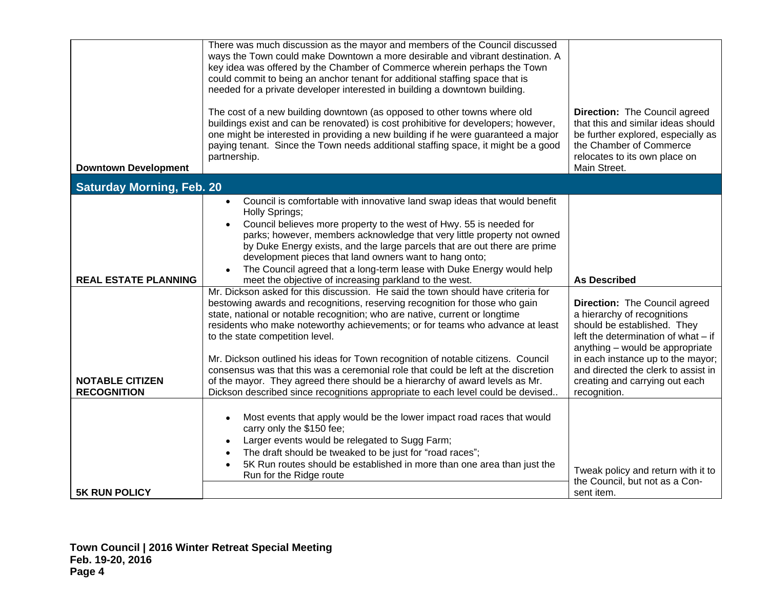| | | |
|---|---|---|
| **Downtown Development** | There was much discussion as the mayor and members of the Council discussed ways the Town could make Downtown a more desirable and vibrant destination. A key idea was offered by the Chamber of Commerce wherein perhaps the Town could commit to being an anchor tenant for additional staffing space that is needed for a private developer interested in building a downtown building.<br><br>The cost of a new building downtown (as opposed to other towns where old buildings exist and can be renovated) is cost prohibitive for developers; however, one might be interested in providing a new building if he were guaranteed a major paying tenant. Since the Town needs additional staffing space, it might be a good partnership. | **Direction:** The Council agreed that this and similar ideas should be further explored, especially as the Chamber of Commerce relocates to its own place on Main Street. |
| **Saturday Morning, Feb. 20** | | |
| **REAL ESTATE PLANNING** | • Council is comfortable with innovative land swap ideas that would benefit Holly Springs;<br>• Council believes more property to the west of Hwy. 55 is needed for parks; however, members acknowledge that very little property not owned by Duke Energy exists, and the large parcels that are out there are prime development pieces that land owners want to hang onto;<br>• The Council agreed that a long-term lease with Duke Energy would help meet the objective of increasing parkland to the west. | **As Described** |
| **NOTABLE CITIZEN RECOGNITION** | Mr. Dickson asked for this discussion. He said the town should have criteria for bestowing awards and recognitions, reserving recognition for those who gain state, national or notable recognition; who are native, current or longtime residents who make noteworthy achievements; or for teams who advance at least to the state competition level.<br><br>Mr. Dickson outlined his ideas for Town recognition of notable citizens. Council consensus was that this was a ceremonial role that could be left at the discretion of the mayor. They agreed there should be a hierarchy of award levels as Mr. Dickson described since recognitions appropriate to each level could be devised.. | **Direction:** The Council agreed a hierarchy of recognitions should be established. They left the determination of what – if anything – would be appropriate in each instance up to the mayor; and directed the clerk to assist in creating and carrying out each recognition. |
| **5K RUN POLICY** | • Most events that apply would be the lower impact road races that would carry only the $150 fee;<br>• Larger events would be relegated to Sugg Farm;<br>• The draft should be tweaked to be just for "road races";<br>• 5K Run routes should be established in more than one area than just the Run for the Ridge route | Tweak policy and return with it to the Council, but not as a Consent item. |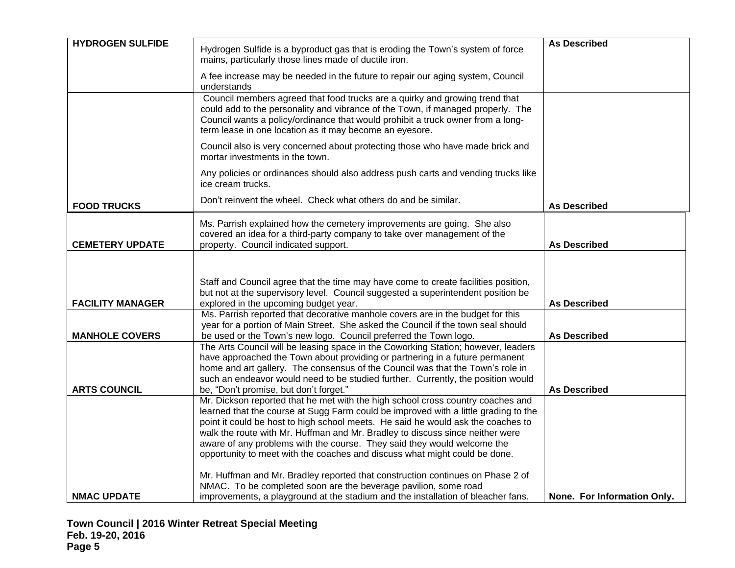| | | |
|---|---|---|
| **HYDROGEN SULFIDE** | Hydrogen Sulfide is a byproduct gas that is eroding the Town's system of force mains, particularly those lines made of ductile iron.<br><br>A fee increase may be needed in the future to repair our aging system, Council understands | **As Described** |
| **FOOD TRUCKS** | Council members agreed that food trucks are a quirky and growing trend that could add to the personality and vibrance of the Town, if managed properly. The Council wants a policy/ordinance that would prohibit a truck owner from a long-term lease in one location as it may become an eyesore.<br><br>Council also is very concerned about protecting those who have made brick and mortar investments in the town.<br><br>Any policies or ordinances should also address push carts and vending trucks like ice cream trucks.<br><br>Don't reinvent the wheel. Check what others do and be similar. | **As Described** |
| **CEMETERY UPDATE** | Ms. Parrish explained how the cemetery improvements are going. She also covered an idea for a third-party company to take over management of the property. Council indicated support. | **As Described** |
| **FACILITY MANAGER** | Staff and Council agree that the time may have come to create facilities position, but not at the supervisory level. Council suggested a superintendent position be explored in the upcoming budget year. | **As Described** |
| **MANHOLE COVERS** | Ms. Parrish reported that decorative manhole covers are in the budget for this year for a portion of Main Street. She asked the Council if the town seal should be used or the Town's new logo. Council preferred the Town logo. | **As Described** |
| **ARTS COUNCIL** | The Arts Council will be leasing space in the Coworking Station; however, leaders have approached the Town about providing or partnering in a future permanent home and art gallery. The consensus of the Council was that the Town's role in such an endeavor would need to be studied further. Currently, the position would be, "Don't promise, but don't forget." | **As Described** |
| **NMAC UPDATE** | Mr. Dickson reported that he met with the high school cross country coaches and learned that the course at Sugg Farm could be improved with a little grading to the point it could be host to high school meets. He said he would ask the coaches to walk the route with Mr. Huffman and Mr. Bradley to discuss since neither were aware of any problems with the course. They said they would welcome the opportunity to meet with the coaches and discuss what might could be done.<br><br>Mr. Huffman and Mr. Bradley reported that construction continues on Phase 2 of NMAC. To be completed soon are the beverage pavilion, some road improvements, a playground at the stadium and the installation of bleacher fans. | **None. For Information Only.** |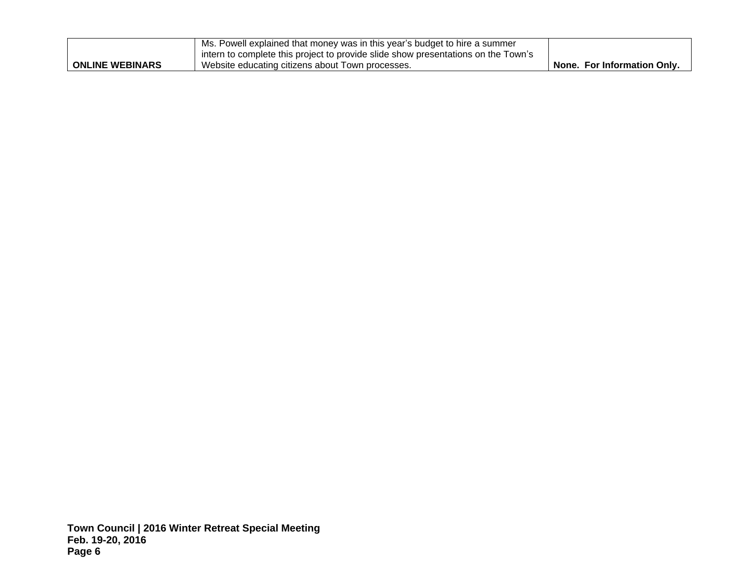| | | |
|---|---|---|
| **ONLINE WEBINARS** | Ms. Powell explained that money was in this year's budget to hire a summer intern to complete this project to provide slide show presentations on the Town's Website educating citizens about Town processes. | **None. For Information Only.** |